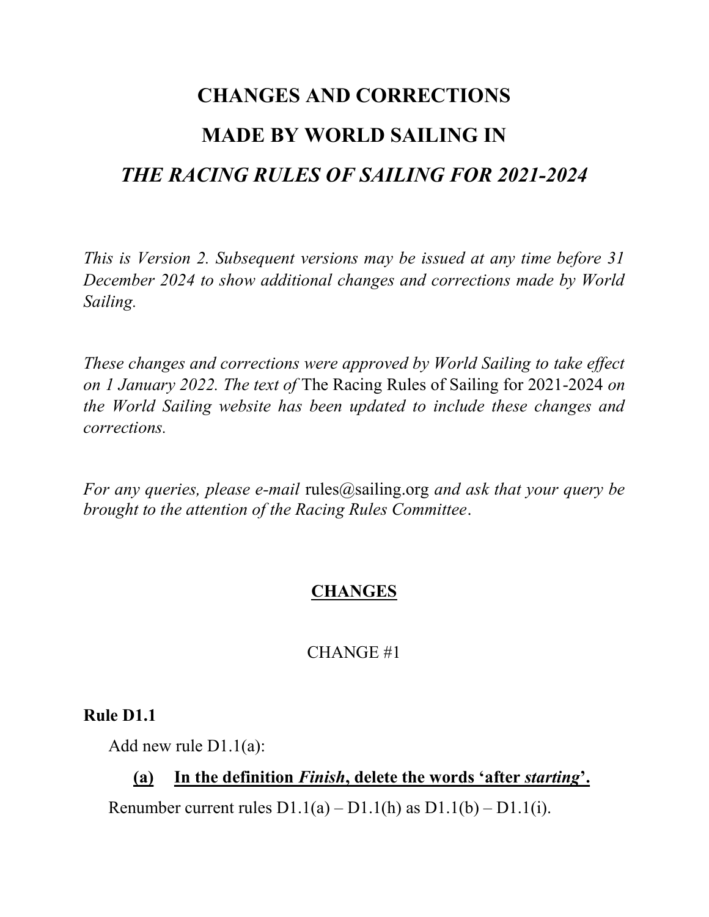# CHANGES AND CORRECTIONS

# MADE BY WORLD SAILING IN

# *THE RACING RULES OF SAILING FOR 2021-2024*

*This is Version 2. Subsequent versions may be issued at any time before 31 December 2024 to show additional changes and corrections made by World Sailing.*

*These changes and corrections were approved by World Sailing to take effect on 1 January 2022. The text of* The Racing Rules of Sailing for 2021-2024 *on the World Sailing website has been updated to include these changes and corrections.*

*For any queries, please e-mail* rules@sailing.org *and ask that your query be brought to the attention of the Racing Rules Committee*.

## CHANGES

CHANGE #1

**Rule D1.1**

Add new rule D1.1(a):

**(a) In the definition *Finish*, delete the words 'after *starting*'.**

Renumber current rules D1.1(a) – D1.1(h) as D1.1(b) – D1.1(i).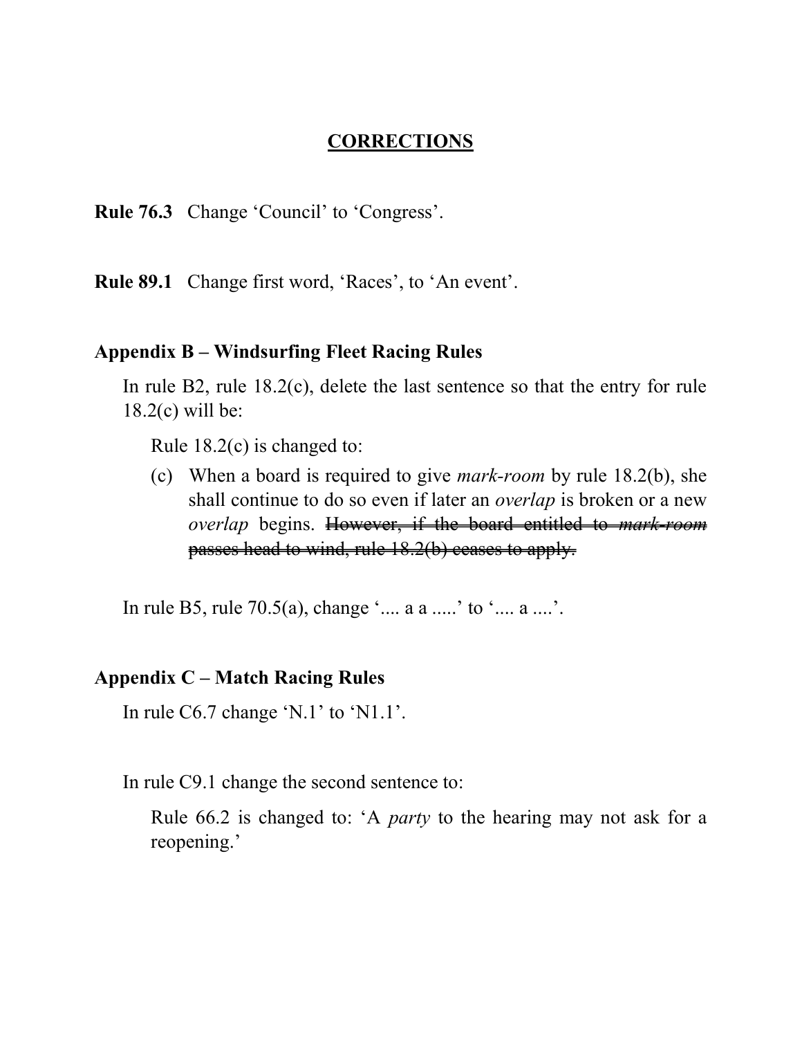# CORRECTIONS

**Rule 76.3** Change 'Council' to 'Congress'.

**Rule 89.1** Change first word, 'Races', to 'An event'.

## Appendix B – Windsurfing Fleet Racing Rules

In rule B2, rule 18.2(c), delete the last sentence so that the entry for rule 18.2(c) will be:

Rule 18.2(c) is changed to:

(c) When a board is required to give *mark-room* by rule 18.2(b), she shall continue to do so even if later an *overlap* is broken or a new *overlap* begins. ~~However, if the board entitled to *mark-room* passes head to wind, rule 18.2(b) ceases to apply.~~

In rule B5, rule 70.5(a), change '.... a a .....' to '.... a ....'.

## Appendix C – Match Racing Rules

In rule C6.7 change 'N.1' to 'N1.1'.

In rule C9.1 change the second sentence to:

Rule 66.2 is changed to: 'A *party* to the hearing may not ask for a reopening.'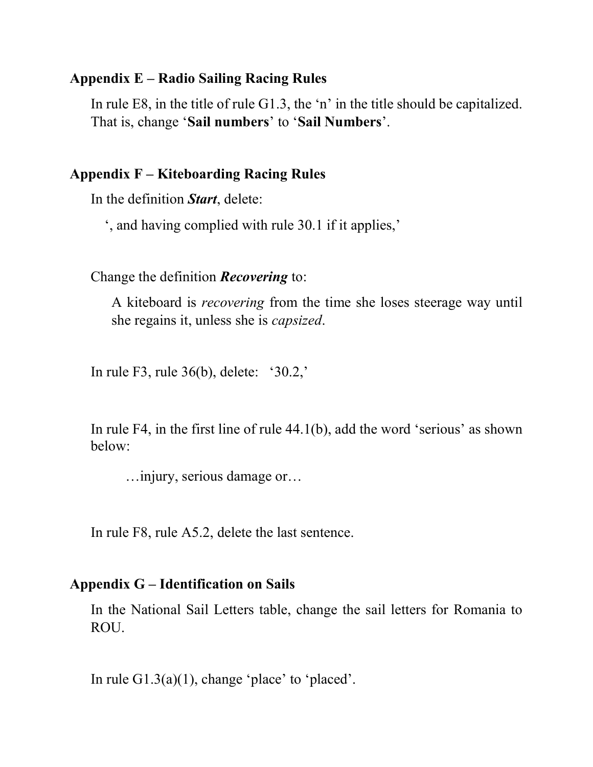## Appendix E – Radio Sailing Racing Rules

In rule E8, in the title of rule G1.3, the 'n' in the title should be capitalized. That is, change '**Sail numbers**' to '**Sail Numbers**'.

## Appendix F – Kiteboarding Racing Rules

In the definition ***Start***, delete:

', and having complied with rule 30.1 if it applies,'

Change the definition ***Recovering*** to:

> A kiteboard is *recovering* from the time she loses steerage way until she regains it, unless she is *capsized*.

In rule F3, rule 36(b), delete: '30.2,'

In rule F4, in the first line of rule 44.1(b), add the word 'serious' as shown below:

…injury, serious damage or…

In rule F8, rule A5.2, delete the last sentence.

## Appendix G – Identification on Sails

In the National Sail Letters table, change the sail letters for Romania to ROU.

In rule G1.3(a)(1), change 'place' to 'placed'.